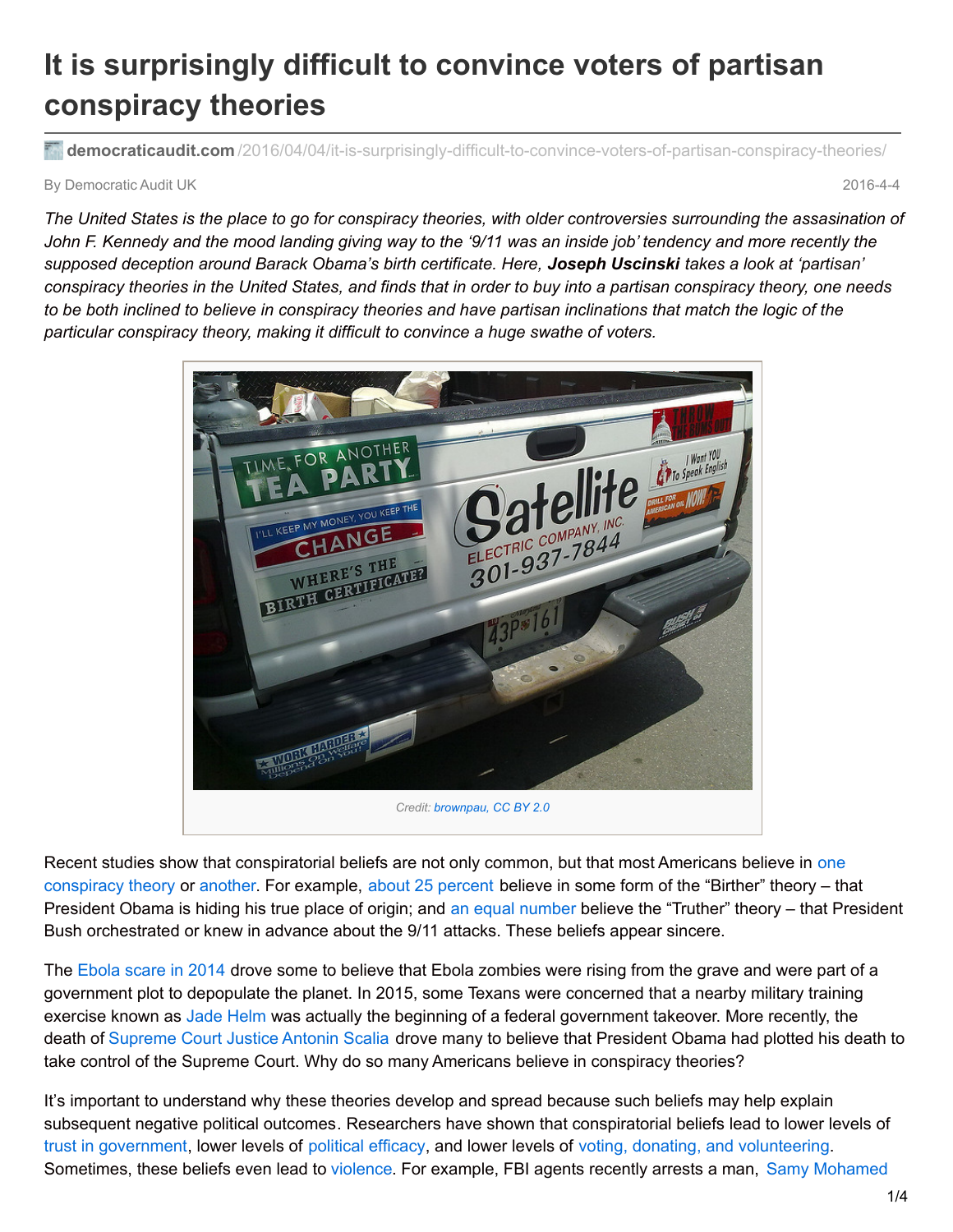# It is surprisingly difficult to convince voters of partisan conspiracy theories

democraticaudit.com /2016/04/04/it-is-surprisingly-difficult-to-convince-voters-of-partisan-conspiracy-theories/

By Democratic Audit UK

2016-4-4

*The United States is the place to go for conspiracy theories, with older controversies surrounding the assasination of John F. Kennedy and the mood landing giving way to the '9/11 was an inside job' tendency and more recently the supposed deception around Barack Obama's birth certificate. Here,* ***Joseph Uscinski*** *takes a look at 'partisan' conspiracy theories in the United States, and finds that in order to buy into a partisan conspiracy theory, one needs to be both inclined to believe in conspiracy theories and have partisan inclinations that match the logic of the particular conspiracy theory, making it difficult to convince a huge swathe of voters.*

Credit: brownpau, CC BY 2.0

Recent studies show that conspiratorial beliefs are not only common, but that most Americans believe in one conspiracy theory or another. For example, about 25 percent believe in some form of the "Birther" theory – that President Obama is hiding his true place of origin; and an equal number believe the "Truther" theory – that President Bush orchestrated or knew in advance about the 9/11 attacks. These beliefs appear sincere.

The Ebola scare in 2014 drove some to believe that Ebola zombies were rising from the grave and were part of a government plot to depopulate the planet. In 2015, some Texans were concerned that a nearby military training exercise known as Jade Helm was actually the beginning of a federal government takeover. More recently, the death of Supreme Court Justice Antonin Scalia drove many to believe that President Obama had plotted his death to take control of the Supreme Court. Why do so many Americans believe in conspiracy theories?

It's important to understand why these theories develop and spread because such beliefs may help explain subsequent negative political outcomes. Researchers have shown that conspiratorial beliefs lead to lower levels of trust in government, lower levels of political efficacy, and lower levels of voting, donating, and volunteering. Sometimes, these beliefs even lead to violence. For example, FBI agents recently arrests a man, Samy Mohamed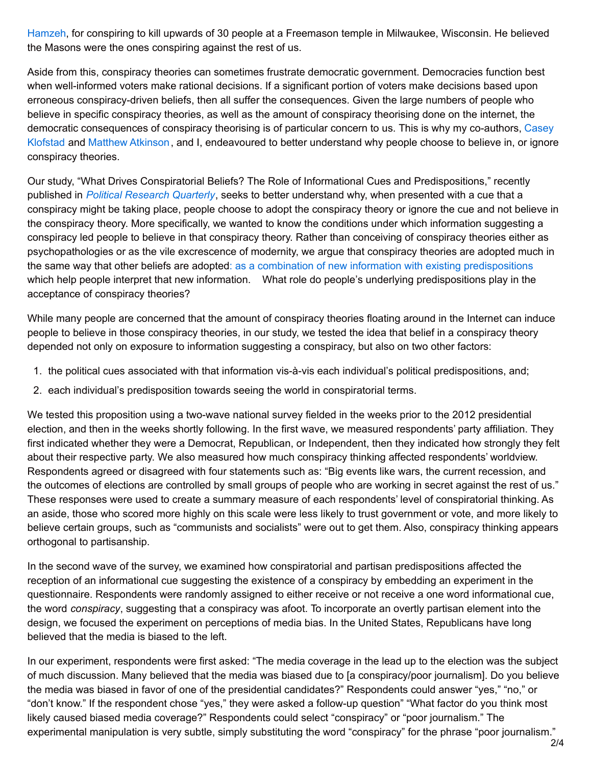Hamzeh, for conspiring to kill upwards of 30 people at a Freemason temple in Milwaukee, Wisconsin. He believed the Masons were the ones conspiring against the rest of us.

Aside from this, conspiracy theories can sometimes frustrate democratic government. Democracies function best when well-informed voters make rational decisions. If a significant portion of voters make decisions based upon erroneous conspiracy-driven beliefs, then all suffer the consequences. Given the large numbers of people who believe in specific conspiracy theories, as well as the amount of conspiracy theorising done on the internet, the democratic consequences of conspiracy theorising is of particular concern to us. This is why my co-authors, Casey Klofstad and Matthew Atkinson, and I, endeavoured to better understand why people choose to believe in, or ignore conspiracy theories.

Our study, "What Drives Conspiratorial Beliefs? The Role of Informational Cues and Predispositions," recently published in *Political Research Quarterly*, seeks to better understand why, when presented with a cue that a conspiracy might be taking place, people choose to adopt the conspiracy theory or ignore the cue and not believe in the conspiracy theory. More specifically, we wanted to know the conditions under which information suggesting a conspiracy led people to believe in that conspiracy theory. Rather than conceiving of conspiracy theories either as psychopathologies or as the vile excrescence of modernity, we argue that conspiracy theories are adopted much in the same way that other beliefs are adopted: as a combination of new information with existing predispositions which help people interpret that new information. What role do people's underlying predispositions play in the acceptance of conspiracy theories?

While many people are concerned that the amount of conspiracy theories floating around in the Internet can induce people to believe in those conspiracy theories, in our study, we tested the idea that belief in a conspiracy theory depended not only on exposure to information suggesting a conspiracy, but also on two other factors:

1. the political cues associated with that information vis-à-vis each individual's political predispositions, and;
2. each individual's predisposition towards seeing the world in conspiratorial terms.

We tested this proposition using a two-wave national survey fielded in the weeks prior to the 2012 presidential election, and then in the weeks shortly following. In the first wave, we measured respondents' party affiliation. They first indicated whether they were a Democrat, Republican, or Independent, then they indicated how strongly they felt about their respective party. We also measured how much conspiracy thinking affected respondents' worldview. Respondents agreed or disagreed with four statements such as: "Big events like wars, the current recession, and the outcomes of elections are controlled by small groups of people who are working in secret against the rest of us." These responses were used to create a summary measure of each respondents' level of conspiratorial thinking. As an aside, those who scored more highly on this scale were less likely to trust government or vote, and more likely to believe certain groups, such as "communists and socialists" were out to get them. Also, conspiracy thinking appears orthogonal to partisanship.

In the second wave of the survey, we examined how conspiratorial and partisan predispositions affected the reception of an informational cue suggesting the existence of a conspiracy by embedding an experiment in the questionnaire. Respondents were randomly assigned to either receive or not receive a one word informational cue, the word *conspiracy*, suggesting that a conspiracy was afoot. To incorporate an overtly partisan element into the design, we focused the experiment on perceptions of media bias. In the United States, Republicans have long believed that the media is biased to the left.

In our experiment, respondents were first asked: "The media coverage in the lead up to the election was the subject of much discussion. Many believed that the media was biased due to [a conspiracy/poor journalism]. Do you believe the media was biased in favor of one of the presidential candidates?" Respondents could answer "yes," "no," or "don't know." If the respondent chose "yes," they were asked a follow-up question" "What factor do you think most likely caused biased media coverage?" Respondents could select "conspiracy" or "poor journalism." The experimental manipulation is very subtle, simply substituting the word "conspiracy" for the phrase "poor journalism."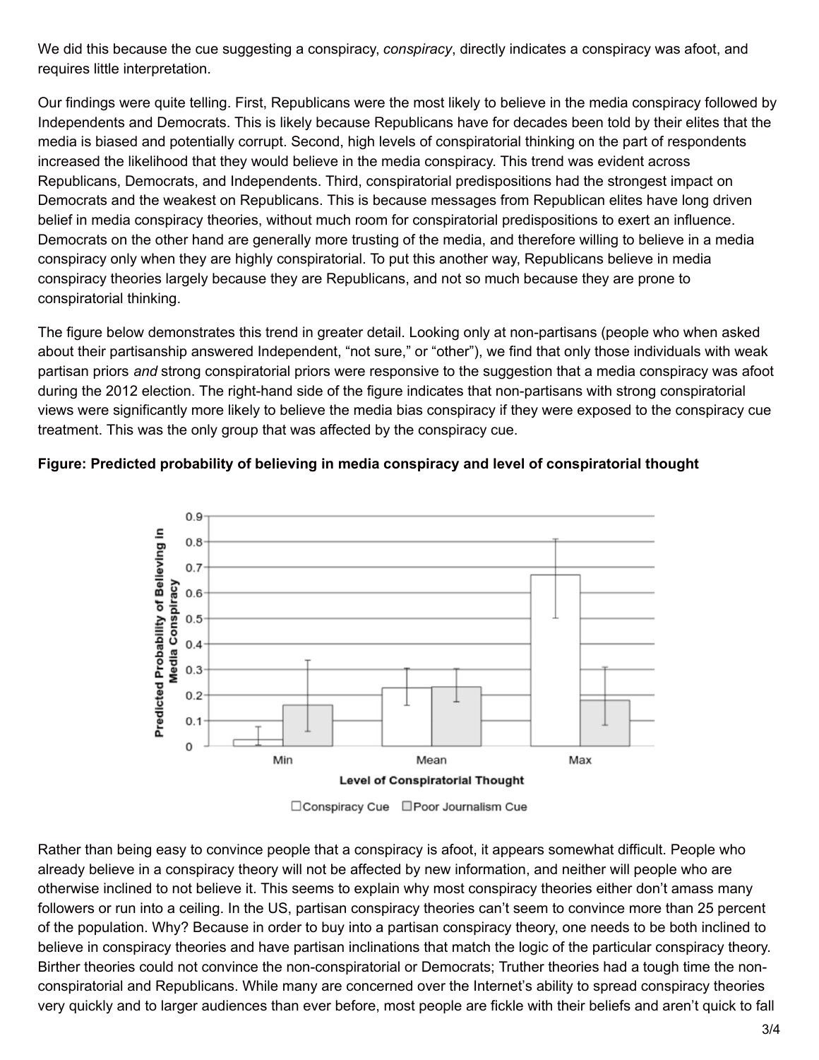We did this because the cue suggesting a conspiracy, *conspiracy*, directly indicates a conspiracy was afoot, and requires little interpretation.

Our findings were quite telling. First, Republicans were the most likely to believe in the media conspiracy followed by Independents and Democrats. This is likely because Republicans have for decades been told by their elites that the media is biased and potentially corrupt. Second, high levels of conspiratorial thinking on the part of respondents increased the likelihood that they would believe in the media conspiracy. This trend was evident across Republicans, Democrats, and Independents. Third, conspiratorial predispositions had the strongest impact on Democrats and the weakest on Republicans. This is because messages from Republican elites have long driven belief in media conspiracy theories, without much room for conspiratorial predispositions to exert an influence. Democrats on the other hand are generally more trusting of the media, and therefore willing to believe in a media conspiracy only when they are highly conspiratorial. To put this another way, Republicans believe in media conspiracy theories largely because they are Republicans, and not so much because they are prone to conspiratorial thinking.

The figure below demonstrates this trend in greater detail. Looking only at non-partisans (people who when asked about their partisanship answered Independent, "not sure," or "other"), we find that only those individuals with weak partisan priors *and* strong conspiratorial priors were responsive to the suggestion that a media conspiracy was afoot during the 2012 election. The right-hand side of the figure indicates that non-partisans with strong conspiratorial views were significantly more likely to believe the media bias conspiracy if they were exposed to the conspiracy cue treatment. This was the only group that was affected by the conspiracy cue.

**Figure: Predicted probability of believing in media conspiracy and level of conspiratorial thought**

Rather than being easy to convince people that a conspiracy is afoot, it appears somewhat difficult. People who already believe in a conspiracy theory will not be affected by new information, and neither will people who are otherwise inclined to not believe it. This seems to explain why most conspiracy theories either don't amass many followers or run into a ceiling. In the US, partisan conspiracy theories can't seem to convince more than 25 percent of the population. Why? Because in order to buy into a partisan conspiracy theory, one needs to be both inclined to believe in conspiracy theories and have partisan inclinations that match the logic of the particular conspiracy theory. Birther theories could not convince the non-conspiratorial or Democrats; Truther theories had a tough time the non-conspiratorial and Republicans. While many are concerned over the Internet's ability to spread conspiracy theories very quickly and to larger audiences than ever before, most people are fickle with their beliefs and aren't quick to fall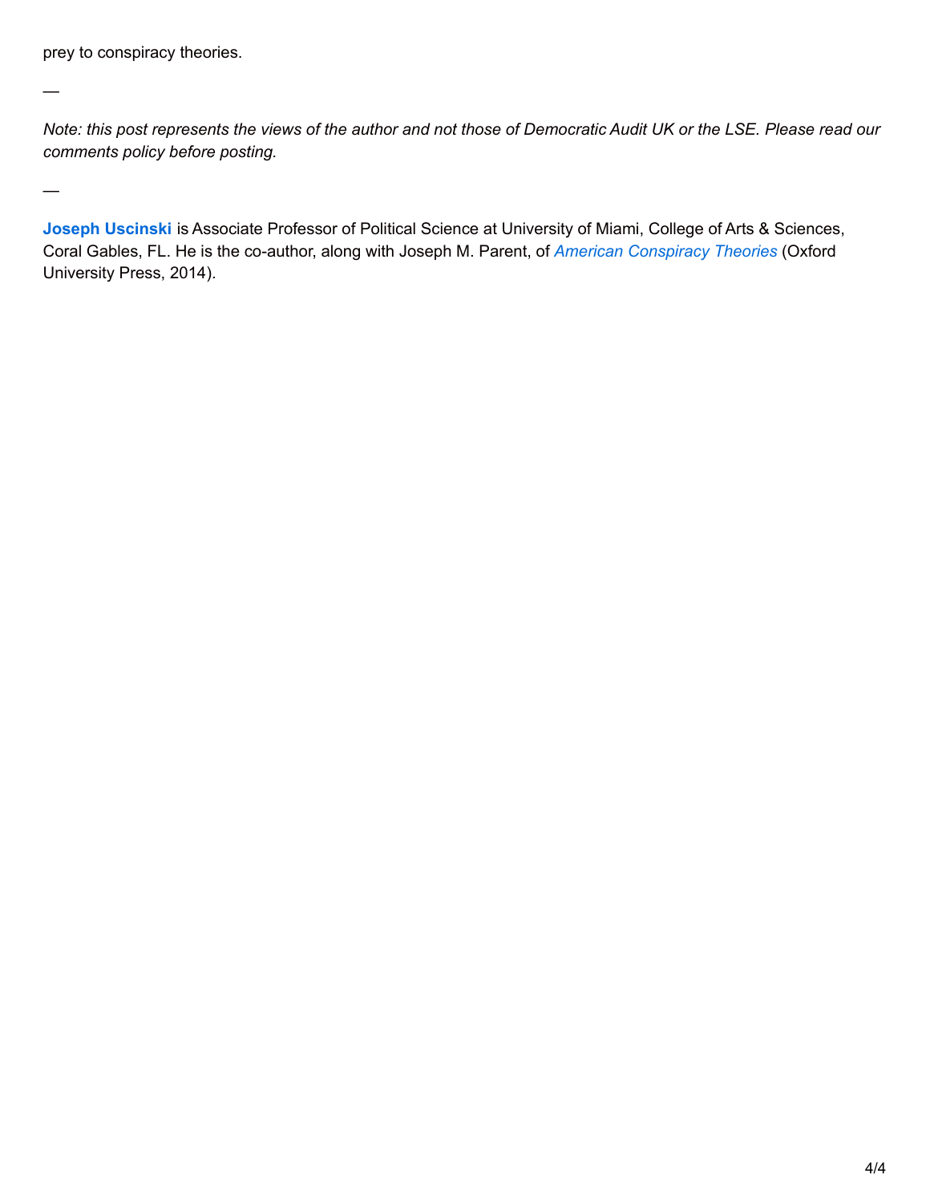prey to conspiracy theories.

—

*Note: this post represents the views of the author and not those of Democratic Audit UK or the LSE. Please read our comments policy before posting.*

—

**Joseph Uscinski** is Associate Professor of Political Science at University of Miami, College of Arts & Sciences, Coral Gables, FL. He is the co-author, along with Joseph M. Parent, of *American Conspiracy Theories* (Oxford University Press, 2014).